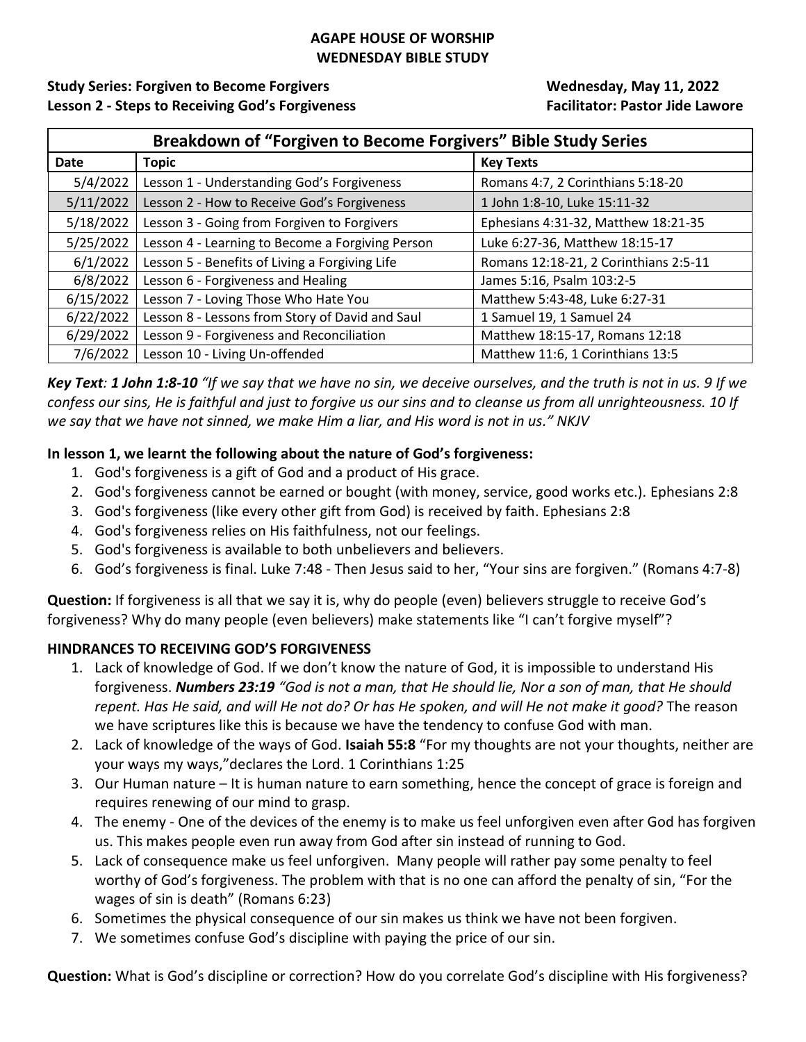**AGAPE HOUSE OF WORSHIP**
**WEDNESDAY BIBLE STUDY**

**Study Series: Forgiven to Become Forgivers** — **Wednesday, May 11, 2022**
**Lesson 2 - Steps to Receiving God's Forgiveness** — **Facilitator: Pastor Jide Lawore**

| Breakdown of "Forgiven to Become Forgivers" Bible Study Series | | |
|---|---|---|
| **Date** | **Topic** | **Key Texts** |
| 5/4/2022 | Lesson 1 - Understanding God's Forgiveness | Romans 4:7, 2 Corinthians 5:18-20 |
| 5/11/2022 | Lesson 2 - How to Receive God's Forgiveness | 1 John 1:8-10, Luke 15:11-32 |
| 5/18/2022 | Lesson 3 - Going from Forgiven to Forgivers | Ephesians 4:31-32, Matthew 18:21-35 |
| 5/25/2022 | Lesson 4 - Learning to Become a Forgiving Person | Luke 6:27-36, Matthew 18:15-17 |
| 6/1/2022 | Lesson 5 - Benefits of Living a Forgiving Life | Romans 12:18-21, 2 Corinthians 2:5-11 |
| 6/8/2022 | Lesson 6 - Forgiveness and Healing | James 5:16, Psalm 103:2-5 |
| 6/15/2022 | Lesson 7 - Loving Those Who Hate You | Matthew 5:43-48, Luke 6:27-31 |
| 6/22/2022 | Lesson 8 - Lessons from Story of David and Saul | 1 Samuel 19, 1 Samuel 24 |
| 6/29/2022 | Lesson 9 - Forgiveness and Reconciliation | Matthew 18:15-17, Romans 12:18 |
| 7/6/2022 | Lesson 10 - Living Un-offended | Matthew 11:6, 1 Corinthians 13:5 |

***Key Text**: **1 John 1:8-10** "If we say that we have no sin, we deceive ourselves, and the truth is not in us. 9 If we confess our sins, He is faithful and just to forgive us our sins and to cleanse us from all unrighteousness. 10 If we say that we have not sinned, we make Him a liar, and His word is not in us." NKJV*

**In lesson 1, we learnt the following about the nature of God's forgiveness:**

1. God's forgiveness is a gift of God and a product of His grace.
2. God's forgiveness cannot be earned or bought (with money, service, good works etc.). Ephesians 2:8
3. God's forgiveness (like every other gift from God) is received by faith. Ephesians 2:8
4. God's forgiveness relies on His faithfulness, not our feelings.
5. God's forgiveness is available to both unbelievers and believers.
6. God's forgiveness is final. Luke 7:48 - Then Jesus said to her, "Your sins are forgiven." (Romans 4:7-8)

**Question:** If forgiveness is all that we say it is, why do people (even) believers struggle to receive God's forgiveness? Why do many people (even believers) make statements like "I can't forgive myself"?

**HINDRANCES TO RECEIVING GOD'S FORGIVENESS**

1. Lack of knowledge of God. If we don't know the nature of God, it is impossible to understand His forgiveness. ***Numbers 23:19*** *"God is not a man, that He should lie, Nor a son of man, that He should repent. Has He said, and will He not do? Or has He spoken, and will He not make it good?* The reason we have scriptures like this is because we have the tendency to confuse God with man.
2. Lack of knowledge of the ways of God. **Isaiah 55:8** "For my thoughts are not your thoughts, neither are your ways my ways,"declares the Lord. 1 Corinthians 1:25
3. Our Human nature – It is human nature to earn something, hence the concept of grace is foreign and requires renewing of our mind to grasp.
4. The enemy - One of the devices of the enemy is to make us feel unforgiven even after God has forgiven us. This makes people even run away from God after sin instead of running to God.
5. Lack of consequence make us feel unforgiven. Many people will rather pay some penalty to feel worthy of God's forgiveness. The problem with that is no one can afford the penalty of sin, "For the wages of sin is death" (Romans 6:23)
6. Sometimes the physical consequence of our sin makes us think we have not been forgiven.
7. We sometimes confuse God's discipline with paying the price of our sin.

**Question:** What is God's discipline or correction? How do you correlate God's discipline with His forgiveness?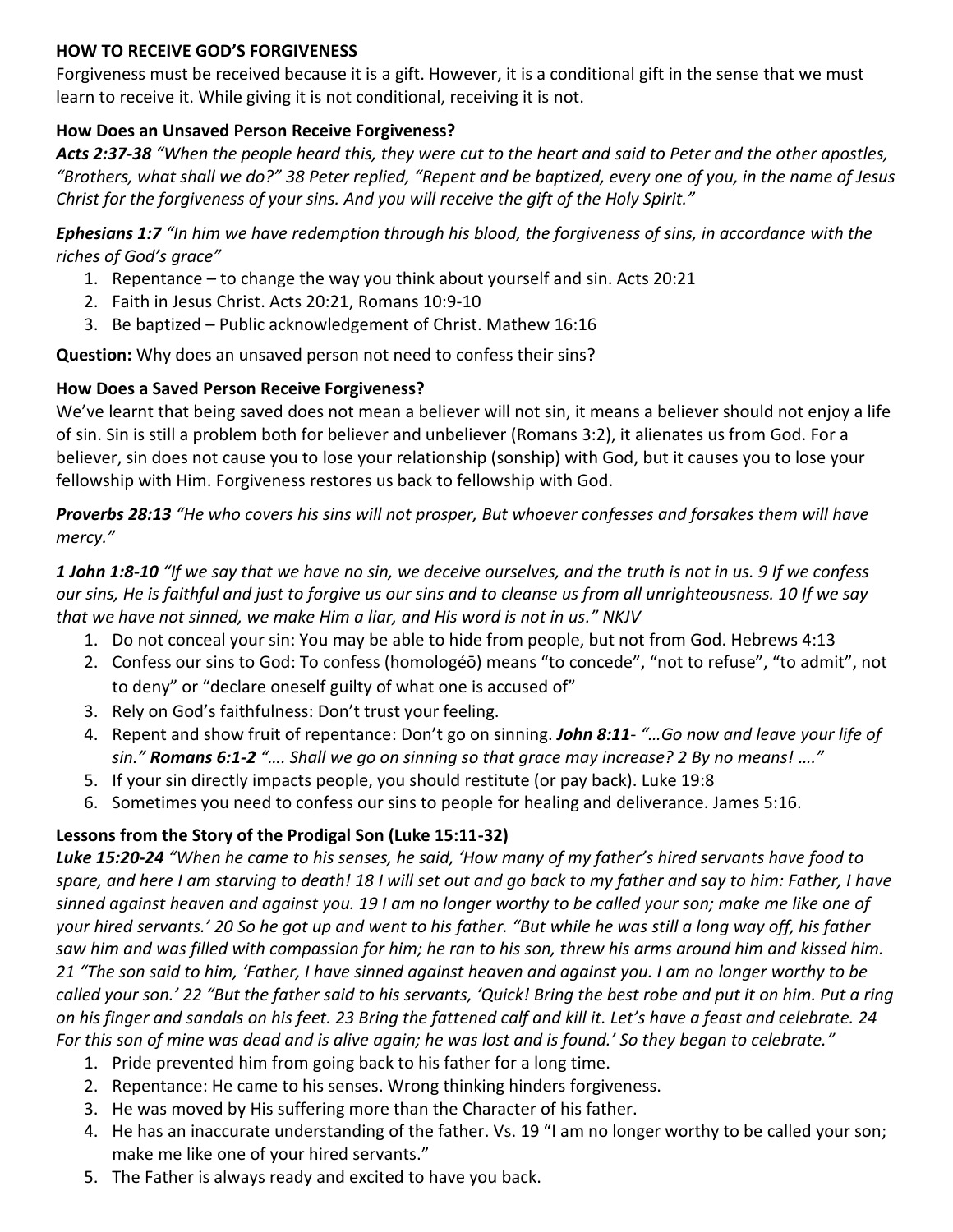**HOW TO RECEIVE GOD'S FORGIVENESS**

Forgiveness must be received because it is a gift. However, it is a conditional gift in the sense that we must learn to receive it. While giving it is not conditional, receiving it is not.

**How Does an Unsaved Person Receive Forgiveness?**

***Acts 2:37-38*** *"When the people heard this, they were cut to the heart and said to Peter and the other apostles, "Brothers, what shall we do?" 38 Peter replied, "Repent and be baptized, every one of you, in the name of Jesus Christ for the forgiveness of your sins. And you will receive the gift of the Holy Spirit."*

***Ephesians 1:7*** *"In him we have redemption through his blood, the forgiveness of sins, in accordance with the riches of God's grace"*

1. Repentance – to change the way you think about yourself and sin. Acts 20:21
2. Faith in Jesus Christ. Acts 20:21, Romans 10:9-10
3. Be baptized – Public acknowledgement of Christ. Mathew 16:16

**Question:** Why does an unsaved person not need to confess their sins?

**How Does a Saved Person Receive Forgiveness?**

We've learnt that being saved does not mean a believer will not sin, it means a believer should not enjoy a life of sin. Sin is still a problem both for believer and unbeliever (Romans 3:2), it alienates us from God. For a believer, sin does not cause you to lose your relationship (sonship) with God, but it causes you to lose your fellowship with Him. Forgiveness restores us back to fellowship with God.

***Proverbs 28:13*** *"He who covers his sins will not prosper, But whoever confesses and forsakes them will have mercy."*

***1 John 1:8-10*** *"If we say that we have no sin, we deceive ourselves, and the truth is not in us. 9 If we confess our sins, He is faithful and just to forgive us our sins and to cleanse us from all unrighteousness. 10 If we say that we have not sinned, we make Him a liar, and His word is not in us." NKJV*

1. Do not conceal your sin: You may be able to hide from people, but not from God. Hebrews 4:13
2. Confess our sins to God: To confess (homologéō) means "to concede", "not to refuse", "to admit", not to deny" or "declare oneself guilty of what one is accused of"
3. Rely on God's faithfulness: Don't trust your feeling.
4. Repent and show fruit of repentance: Don't go on sinning. ***John 8:11**- "…Go now and leave your life of sin."* ***Romans 6:1-2*** *"…. Shall we go on sinning so that grace may increase? 2 By no means! …."*
5. If your sin directly impacts people, you should restitute (or pay back). Luke 19:8
6. Sometimes you need to confess our sins to people for healing and deliverance. James 5:16.

**Lessons from the Story of the Prodigal Son (Luke 15:11-32)**

***Luke 15:20-24*** *"When he came to his senses, he said, 'How many of my father's hired servants have food to spare, and here I am starving to death! 18 I will set out and go back to my father and say to him: Father, I have sinned against heaven and against you. 19 I am no longer worthy to be called your son; make me like one of your hired servants.' 20 So he got up and went to his father. "But while he was still a long way off, his father saw him and was filled with compassion for him; he ran to his son, threw his arms around him and kissed him. 21 "The son said to him, 'Father, I have sinned against heaven and against you. I am no longer worthy to be called your son.' 22 "But the father said to his servants, 'Quick! Bring the best robe and put it on him. Put a ring on his finger and sandals on his feet. 23 Bring the fattened calf and kill it. Let's have a feast and celebrate. 24 For this son of mine was dead and is alive again; he was lost and is found.' So they began to celebrate."*

1. Pride prevented him from going back to his father for a long time.
2. Repentance: He came to his senses. Wrong thinking hinders forgiveness.
3. He was moved by His suffering more than the Character of his father.
4. He has an inaccurate understanding of the father. Vs. 19 "I am no longer worthy to be called your son; make me like one of your hired servants."
5. The Father is always ready and excited to have you back.